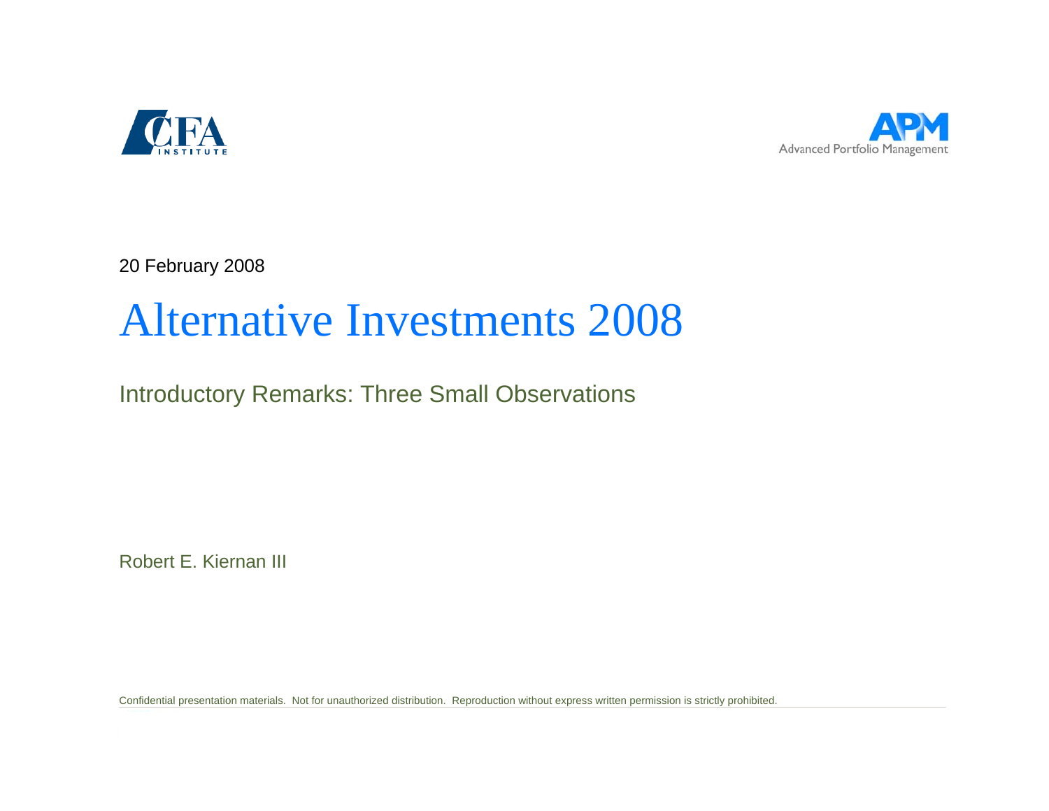CFA INSTITUTE

APM Advanced Portfolio Management

20 February 2008

# Alternative Investments 2008

## Introductory Remarks: Three Small Observations

Robert E. Kiernan III

Confidential presentation materials. Not for unauthorized distribution. Reproduction without express written permission is strictly prohibited.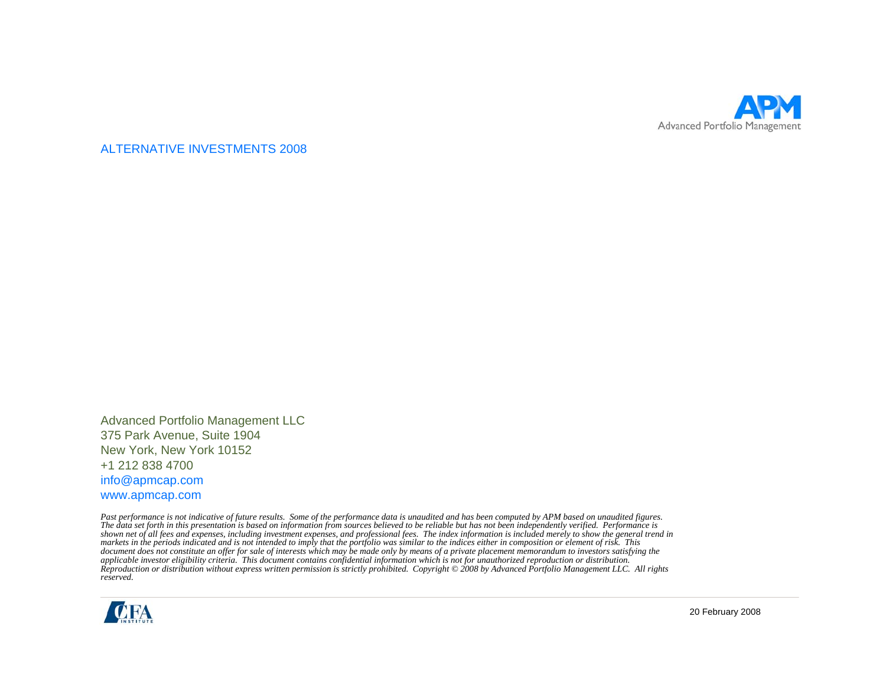APM

Advanced Portfolio Management

# ALTERNATIVE INVESTMENTS 2008

Advanced Portfolio Management LLC
375 Park Avenue, Suite 1904
New York, New York 10152
+1 212 838 4700
info@apmcap.com
www.apmcap.com

*Past performance is not indicative of future results. Some of the performance data is unaudited and has been computed by APM based on unaudited figures. The data set forth in this presentation is based on information from sources believed to be reliable but has not been independently verified. Performance is shown net of all fees and expenses, including investment expenses, and professional fees. The index information is included merely to show the general trend in markets in the periods indicated and is not intended to imply that the portfolio was similar to the indices either in composition or element of risk. This document does not constitute an offer for sale of interests which may be made only by means of a private placement memorandum to investors satisfying the applicable investor eligibility criteria. This document contains confidential information which is not for unauthorized reproduction or distribution. Reproduction or distribution without express written permission is strictly prohibited. Copyright © 2008 by Advanced Portfolio Management LLC. All rights reserved.*

CFA INSTITUTE

20 February 2008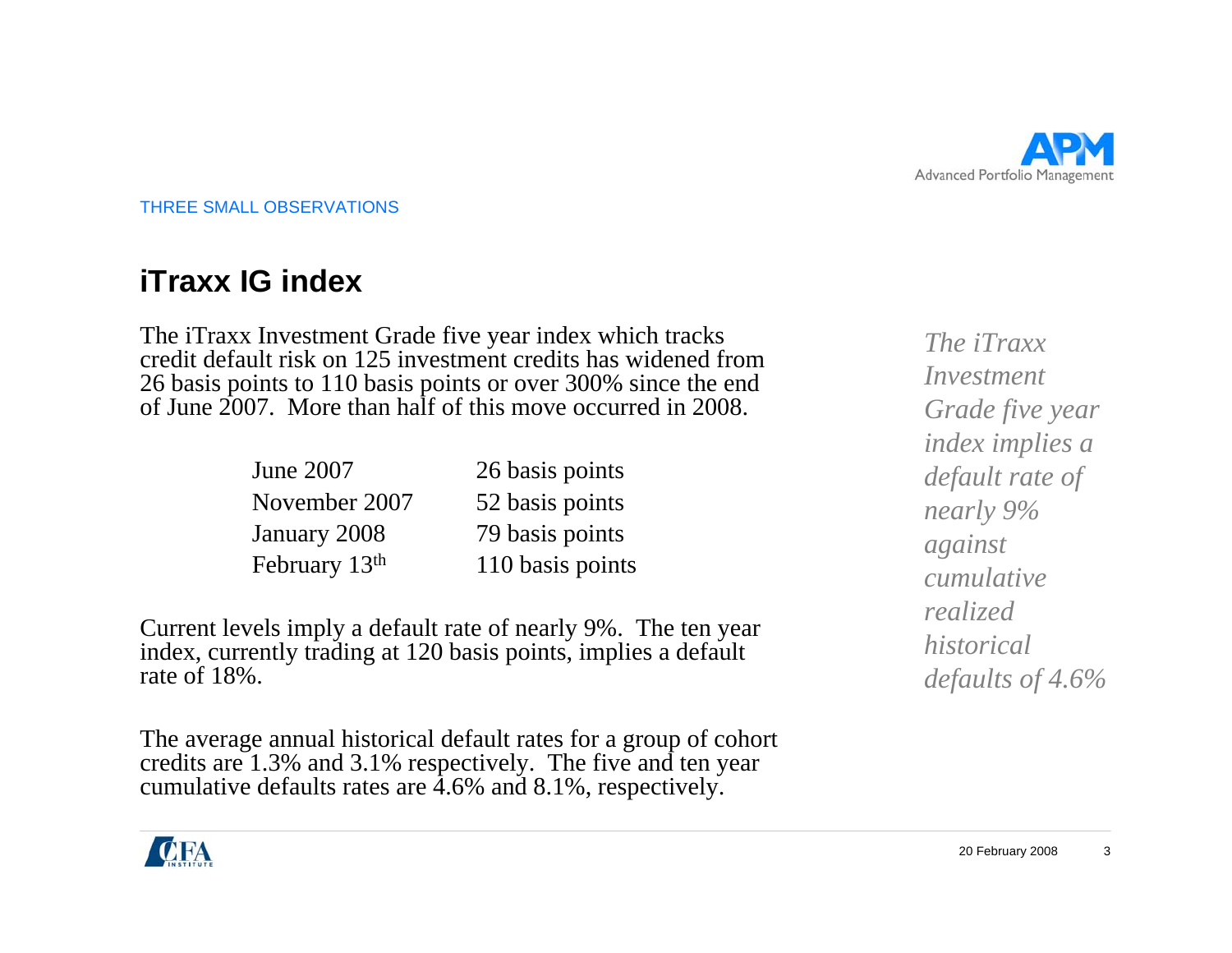THREE SMALL OBSERVATIONS

## iTraxx IG index

The iTraxx Investment Grade five year index which tracks credit default risk on 125 investment credits has widened from 26 basis points to 110 basis points or over 300% since the end of June 2007. More than half of this move occurred in 2008.

| | |
|---|---|
| June 2007 | 26 basis points |
| November 2007 | 52 basis points |
| January 2008 | 79 basis points |
| February 13th | 110 basis points |

Current levels imply a default rate of nearly 9%. The ten year index, currently trading at 120 basis points, implies a default rate of 18%.

The average annual historical default rates for a group of cohort credits are 1.3% and 3.1% respectively. The five and ten year cumulative defaults rates are 4.6% and 8.1%, respectively.

*The iTraxx Investment Grade five year index implies a default rate of nearly 9% against cumulative realized historical defaults of 4.6%*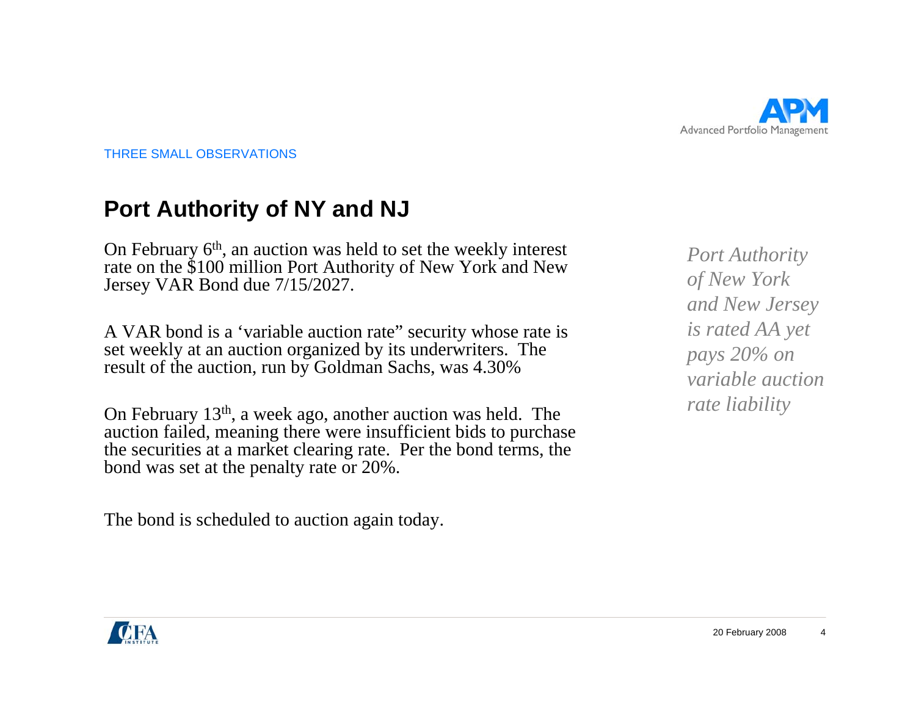THREE SMALL OBSERVATIONS

## Port Authority of NY and NJ

On February 6th, an auction was held to set the weekly interest rate on the $100 million Port Authority of New York and New Jersey VAR Bond due 7/15/2027.

A VAR bond is a ‘variable auction rate” security whose rate is set weekly at an auction organized by its underwriters. The result of the auction, run by Goldman Sachs, was 4.30%

On February 13th, a week ago, another auction was held. The auction failed, meaning there were insufficient bids to purchase the securities at a market clearing rate. Per the bond terms, the bond was set at the penalty rate or 20%.

The bond is scheduled to auction again today.

*Port Authority of New York and New Jersey is rated AA yet pays 20% on variable auction rate liability*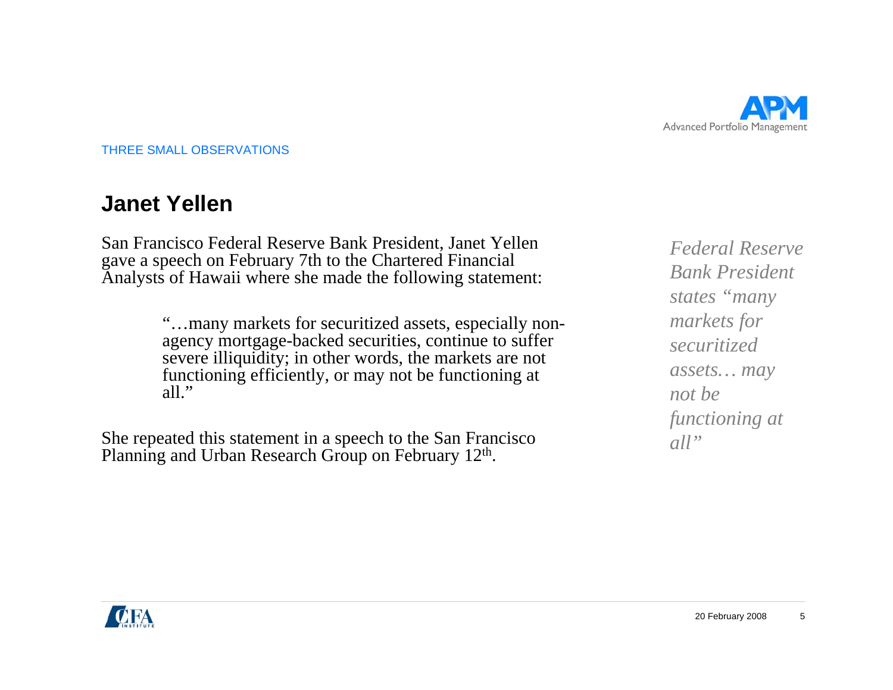THREE SMALL OBSERVATIONS

## Janet Yellen

San Francisco Federal Reserve Bank President, Janet Yellen gave a speech on February 7th to the Chartered Financial Analysts of Hawaii where she made the following statement:

> "…many markets for securitized assets, especially non-agency mortgage-backed securities, continue to suffer severe illiquidity; in other words, the markets are not functioning efficiently, or may not be functioning at all."

She repeated this statement in a speech to the San Francisco Planning and Urban Research Group on February 12th.

*Federal Reserve Bank President states "many markets for securitized assets… may not be functioning at all"*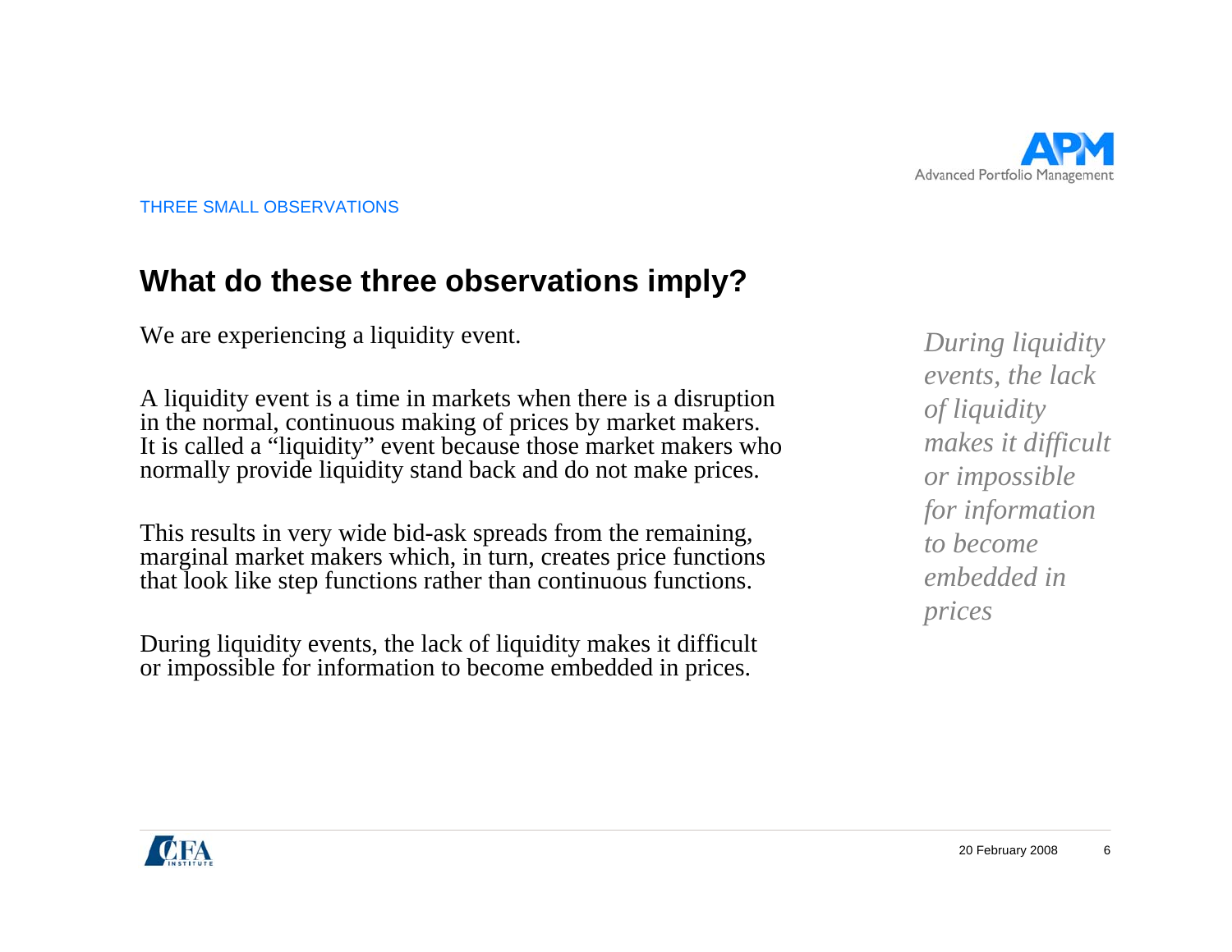THREE SMALL OBSERVATIONS

## What do these three observations imply?

We are experiencing a liquidity event.

A liquidity event is a time in markets when there is a disruption in the normal, continuous making of prices by market makers. It is called a "liquidity" event because those market makers who normally provide liquidity stand back and do not make prices.

This results in very wide bid-ask spreads from the remaining, marginal market makers which, in turn, creates price functions that look like step functions rather than continuous functions.

During liquidity events, the lack of liquidity makes it difficult or impossible for information to become embedded in prices.

*During liquidity events, the lack of liquidity makes it difficult or impossible for information to become embedded in prices*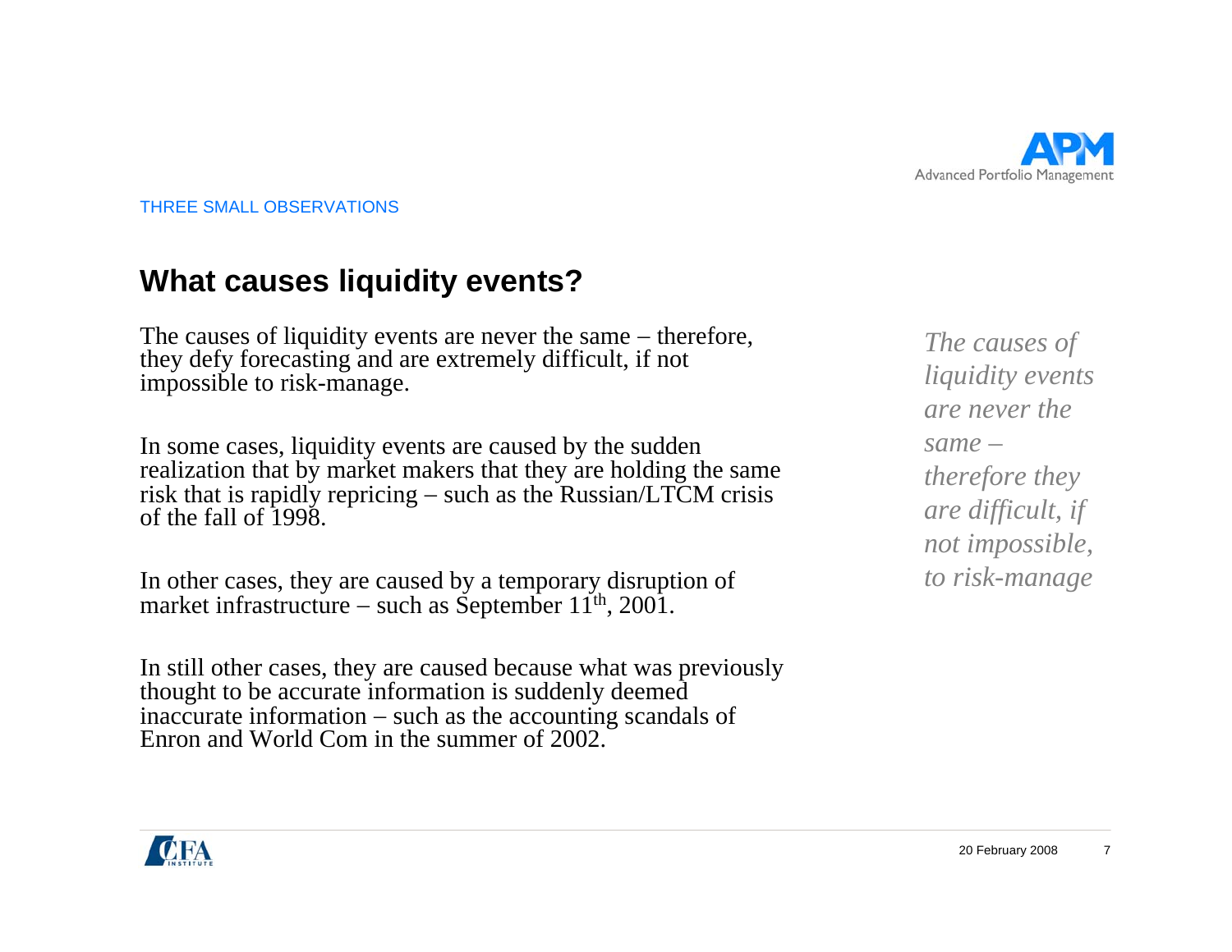THREE SMALL OBSERVATIONS

## What causes liquidity events?

The causes of liquidity events are never the same – therefore, they defy forecasting and are extremely difficult, if not impossible to risk-manage.

In some cases, liquidity events are caused by the sudden realization that by market makers that they are holding the same risk that is rapidly repricing – such as the Russian/LTCM crisis of the fall of 1998.

In other cases, they are caused by a temporary disruption of market infrastructure – such as September 11th, 2001.

In still other cases, they are caused because what was previously thought to be accurate information is suddenly deemed inaccurate information – such as the accounting scandals of Enron and World Com in the summer of 2002.

*The causes of liquidity events are never the same – therefore they are difficult, if not impossible, to risk-manage*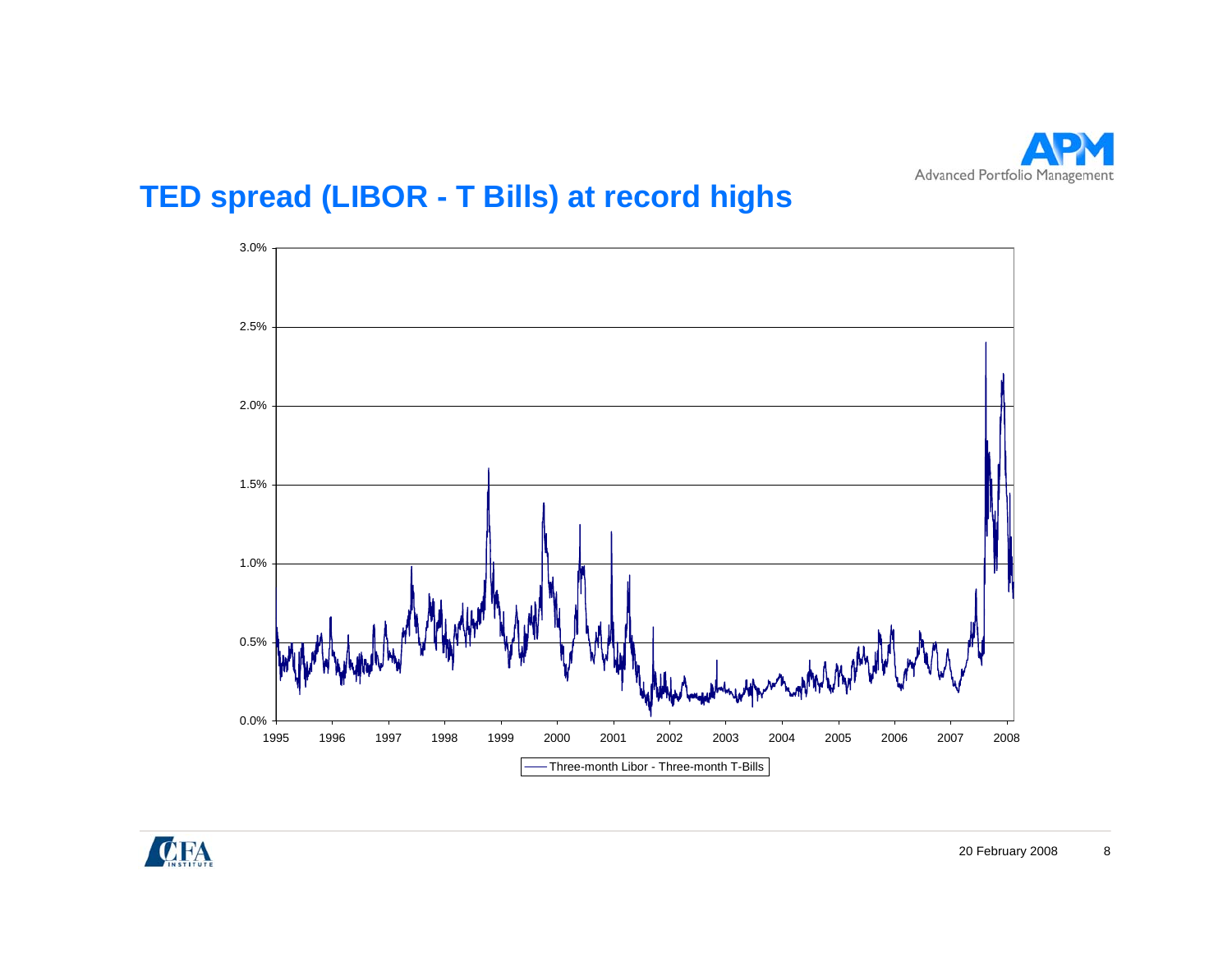# TED spread (LIBOR - T Bills) at record highs

3.0%
2.5%
2.0%
1.5%
1.0%
0.5%
0.0%

1995 1996 1997 1998 1999 2000 2001 2002 2003 2004 2005 2006 2007 2008

Three-month Libor - Three-month T-Bills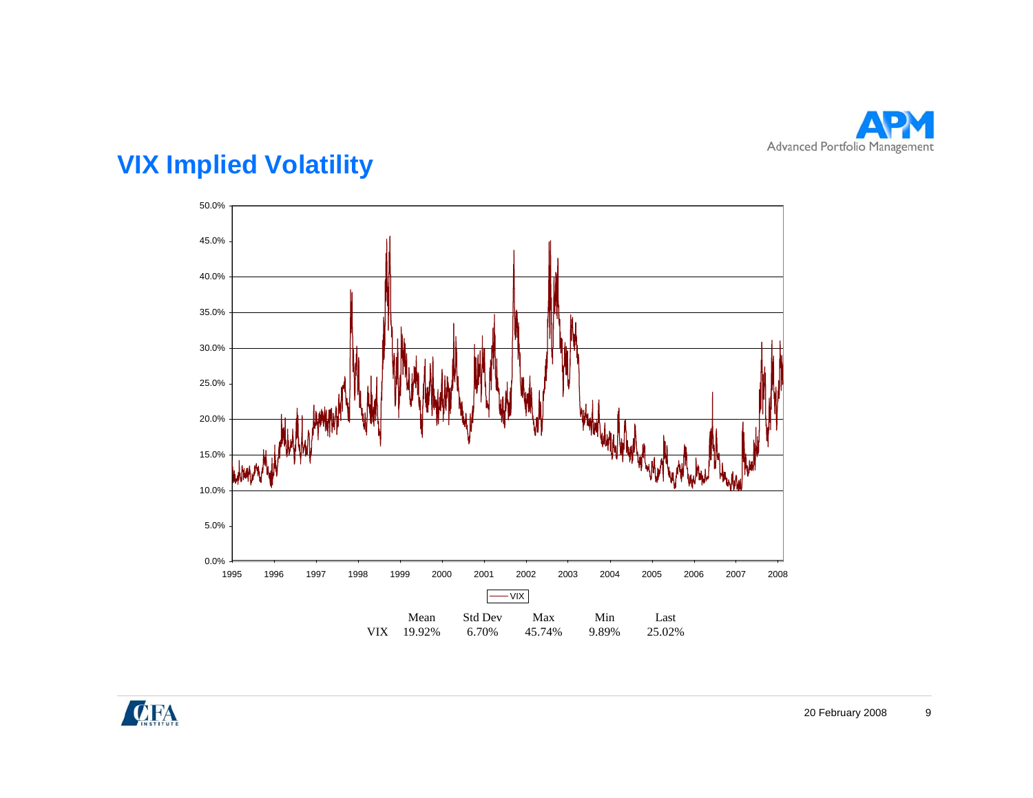## VIX Implied Volatility

| | Mean | Std Dev | Max | Min | Last |
|---|---|---|---|---|---|
| VIX | 19.92% | 6.70% | 45.74% | 9.89% | 25.02% |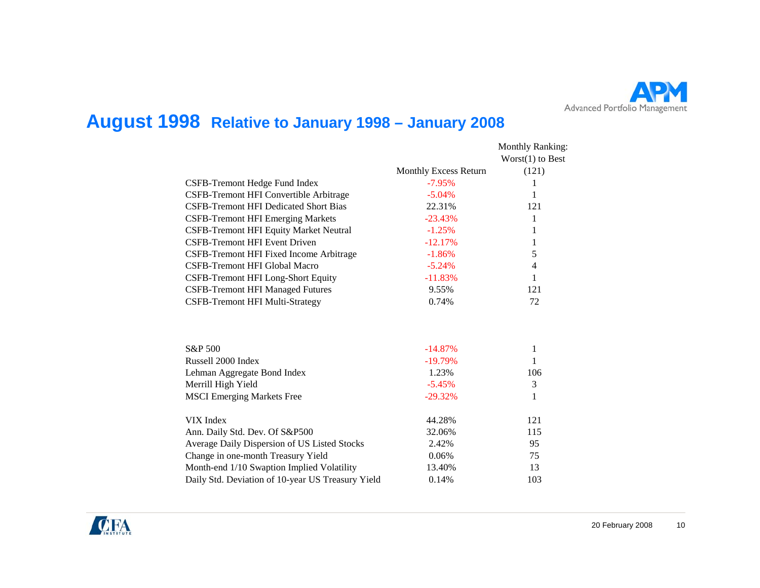# August 1998 Relative to January 1998 – January 2008

| | Monthly Excess Return | Monthly Ranking: Worst(1) to Best (121) |
|---|---|---|
| CSFB-Tremont Hedge Fund Index | -7.95% | 1 |
| CSFB-Tremont HFI Convertible Arbitrage | -5.04% | 1 |
| CSFB-Tremont HFI Dedicated Short Bias | 22.31% | 121 |
| CSFB-Tremont HFI Emerging Markets | -23.43% | 1 |
| CSFB-Tremont HFI Equity Market Neutral | -1.25% | 1 |
| CSFB-Tremont HFI Event Driven | -12.17% | 1 |
| CSFB-Tremont HFI Fixed Income Arbitrage | -1.86% | 5 |
| CSFB-Tremont HFI Global Macro | -5.24% | 4 |
| CSFB-Tremont HFI Long-Short Equity | -11.83% | 1 |
| CSFB-Tremont HFI Managed Futures | 9.55% | 121 |
| CSFB-Tremont HFI Multi-Strategy | 0.74% | 72 |
| | | |
| S&P 500 | -14.87% | 1 |
| Russell 2000 Index | -19.79% | 1 |
| Lehman Aggregate Bond Index | 1.23% | 106 |
| Merrill High Yield | -5.45% | 3 |
| MSCI Emerging Markets Free | -29.32% | 1 |
| | | |
| VIX Index | 44.28% | 121 |
| Ann. Daily Std. Dev. Of S&P500 | 32.06% | 115 |
| Average Daily Dispersion of US Listed Stocks | 2.42% | 95 |
| Change in one-month Treasury Yield | 0.06% | 75 |
| Month-end 1/10 Swaption Implied Volatility | 13.40% | 13 |
| Daily Std. Deviation of 10-year US Treasury Yield | 0.14% | 103 |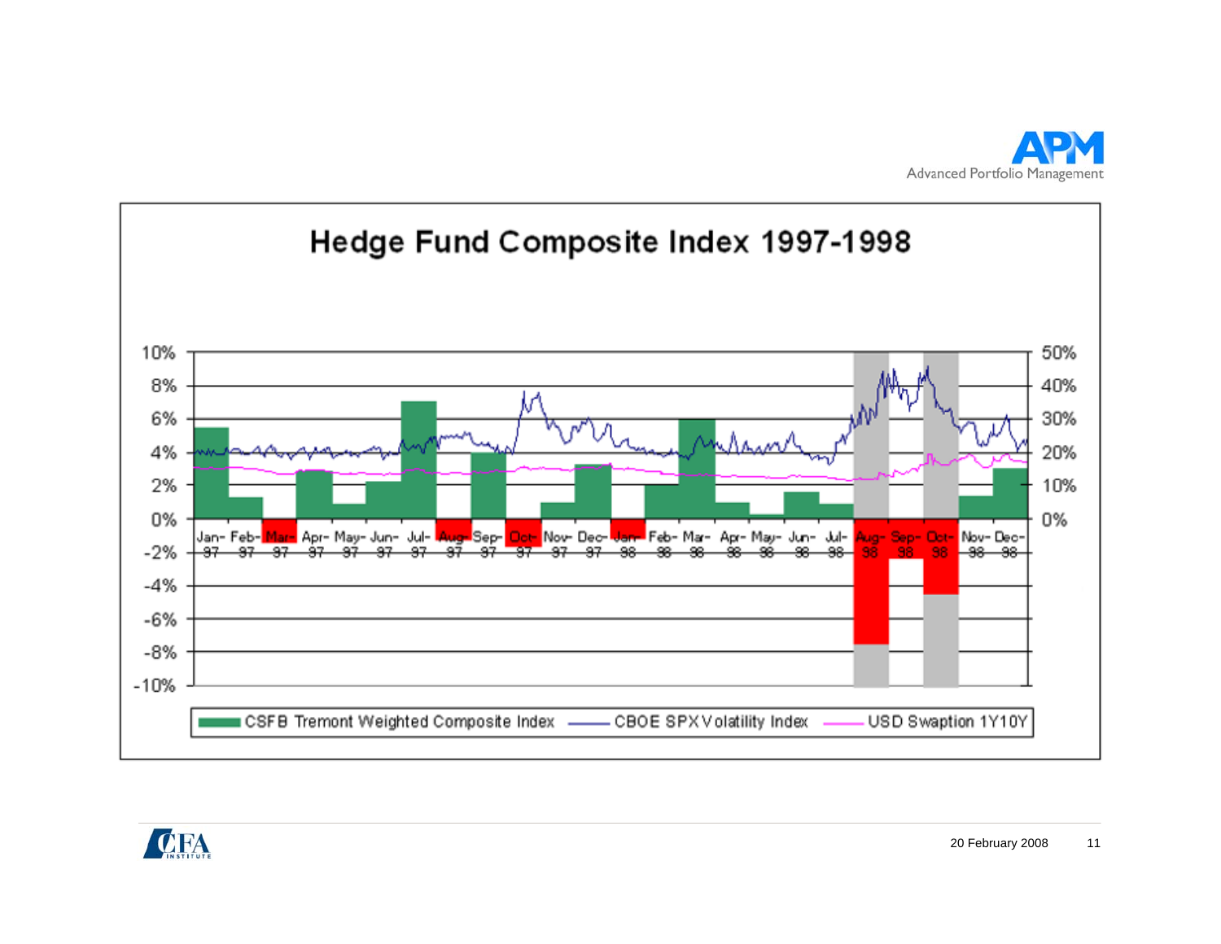# Hedge Fund Composite Index 1997-1998

10%
8%
6%
4%
2%
0%
-2%
-4%
-6%
-8%
-10%

50%
40%
30%
20%
10%
0%

Jan-97 Feb-97 Mar-97 Apr-97 May-97 Jun-97 Jul-97 Aug-97 Sep-97 Oct-97 Nov-97 Dec-97 Jan-98 Feb-98 Mar-98 Apr-98 May-98 Jun-98 Jul-98 Aug-98 Sep-98 Oct-98 Nov-98 Dec-98

CSFB Tremont Weighted Composite Index — CBOE SPX Volatility Index — USD Swaption 1Y10Y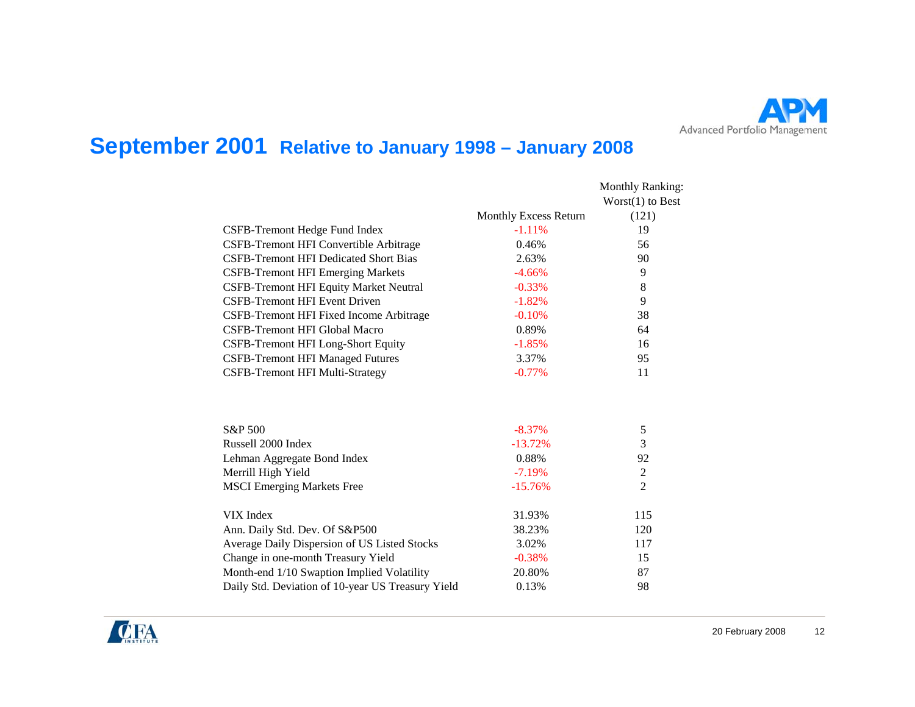# September 2001 Relative to January 1998 – January 2008

| | Monthly Excess Return | Monthly Ranking: Worst(1) to Best (121) |
|---|---|---|
| CSFB-Tremont Hedge Fund Index | -1.11% | 19 |
| CSFB-Tremont HFI Convertible Arbitrage | 0.46% | 56 |
| CSFB-Tremont HFI Dedicated Short Bias | 2.63% | 90 |
| CSFB-Tremont HFI Emerging Markets | -4.66% | 9 |
| CSFB-Tremont HFI Equity Market Neutral | -0.33% | 8 |
| CSFB-Tremont HFI Event Driven | -1.82% | 9 |
| CSFB-Tremont HFI Fixed Income Arbitrage | -0.10% | 38 |
| CSFB-Tremont HFI Global Macro | 0.89% | 64 |
| CSFB-Tremont HFI Long-Short Equity | -1.85% | 16 |
| CSFB-Tremont HFI Managed Futures | 3.37% | 95 |
| CSFB-Tremont HFI Multi-Strategy | -0.77% | 11 |
| | | |
| S&P 500 | -8.37% | 5 |
| Russell 2000 Index | -13.72% | 3 |
| Lehman Aggregate Bond Index | 0.88% | 92 |
| Merrill High Yield | -7.19% | 2 |
| MSCI Emerging Markets Free | -15.76% | 2 |
| | | |
| VIX Index | 31.93% | 115 |
| Ann. Daily Std. Dev. Of S&P500 | 38.23% | 120 |
| Average Daily Dispersion of US Listed Stocks | 3.02% | 117 |
| Change in one-month Treasury Yield | -0.38% | 15 |
| Month-end 1/10 Swaption Implied Volatility | 20.80% | 87 |
| Daily Std. Deviation of 10-year US Treasury Yield | 0.13% | 98 |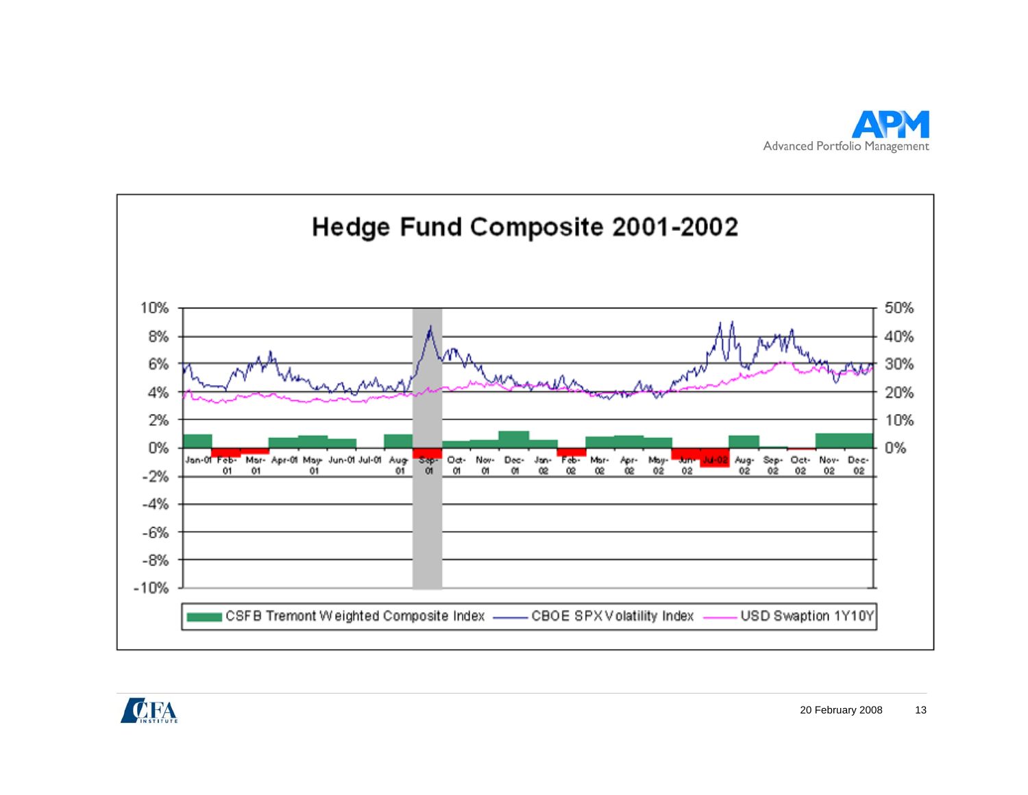# Hedge Fund Composite 2001-2002

10%, 8%, 6%, 4%, 2%, 0%, -2%, -4%, -6%, -8%, -10%

50%, 40%, 30%, 20%, 10%, 0%

Jan-01, Feb-01, Mar-01, Apr-01, May-01, Jun-01, Jul-01, Aug-01, Sep-01, Oct-01, Nov-01, Dec-01, Jan-02, Feb-02, Mar-02, Apr-02, May-02, Jun-02, Jul-02, Aug-02, Sep-02, Oct-02, Nov-02, Dec-02

CSFB Tremont Weighted Composite Index — CBOE SPX Volatility Index — USD Swaption 1Y10Y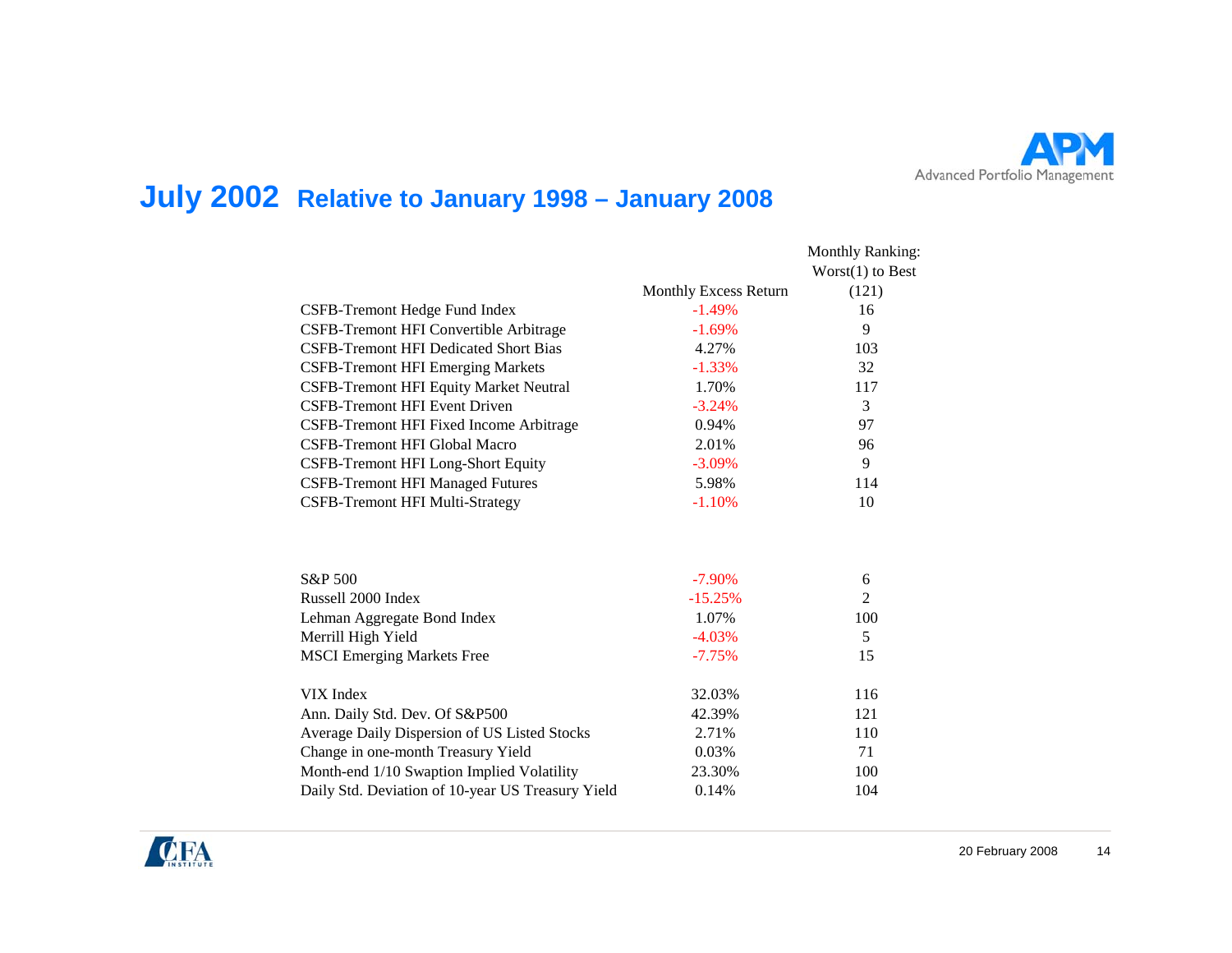# July 2002 Relative to January 1998 – January 2008

| | Monthly Excess Return | Monthly Ranking: Worst(1) to Best (121) |
|---|---|---|
| CSFB-Tremont Hedge Fund Index | -1.49% | 16 |
| CSFB-Tremont HFI Convertible Arbitrage | -1.69% | 9 |
| CSFB-Tremont HFI Dedicated Short Bias | 4.27% | 103 |
| CSFB-Tremont HFI Emerging Markets | -1.33% | 32 |
| CSFB-Tremont HFI Equity Market Neutral | 1.70% | 117 |
| CSFB-Tremont HFI Event Driven | -3.24% | 3 |
| CSFB-Tremont HFI Fixed Income Arbitrage | 0.94% | 97 |
| CSFB-Tremont HFI Global Macro | 2.01% | 96 |
| CSFB-Tremont HFI Long-Short Equity | -3.09% | 9 |
| CSFB-Tremont HFI Managed Futures | 5.98% | 114 |
| CSFB-Tremont HFI Multi-Strategy | -1.10% | 10 |
| | | |
| S&P 500 | -7.90% | 6 |
| Russell 2000 Index | -15.25% | 2 |
| Lehman Aggregate Bond Index | 1.07% | 100 |
| Merrill High Yield | -4.03% | 5 |
| MSCI Emerging Markets Free | -7.75% | 15 |
| | | |
| VIX Index | 32.03% | 116 |
| Ann. Daily Std. Dev. Of S&P500 | 42.39% | 121 |
| Average Daily Dispersion of US Listed Stocks | 2.71% | 110 |
| Change in one-month Treasury Yield | 0.03% | 71 |
| Month-end 1/10 Swaption Implied Volatility | 23.30% | 100 |
| Daily Std. Deviation of 10-year US Treasury Yield | 0.14% | 104 |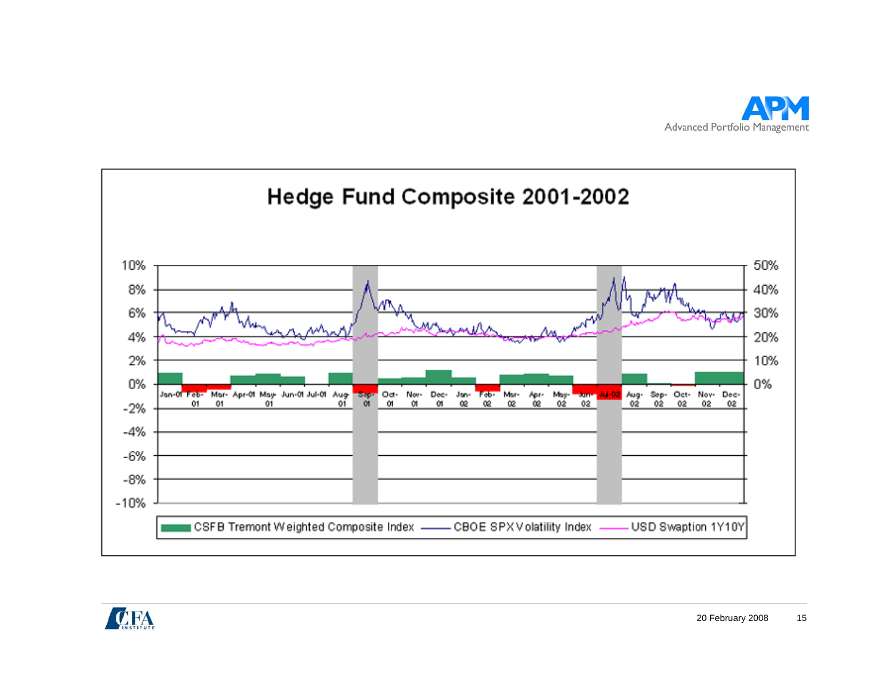## Hedge Fund Composite 2001-2002

10%
8%
6%
4%
2%
0%
-2%
-4%
-6%
-8%
-10%

50%
40%
30%
20%
10%
0%

Jan-01 Feb-01 Mar-01 Apr-01 May-01 Jun-01 Jul-01 Aug-01 Sep-01 Oct-01 Nov-01 Dec-01 Jan-02 Feb-02 Mar-02 Apr-02 May-02 Jun-02 Jul-02 Aug-02 Sep-02 Oct-02 Nov-02 Dec-02

CSFB Tremont Weighted Composite Index — CBOE SPX Volatility Index — USD Swaption 1Y10Y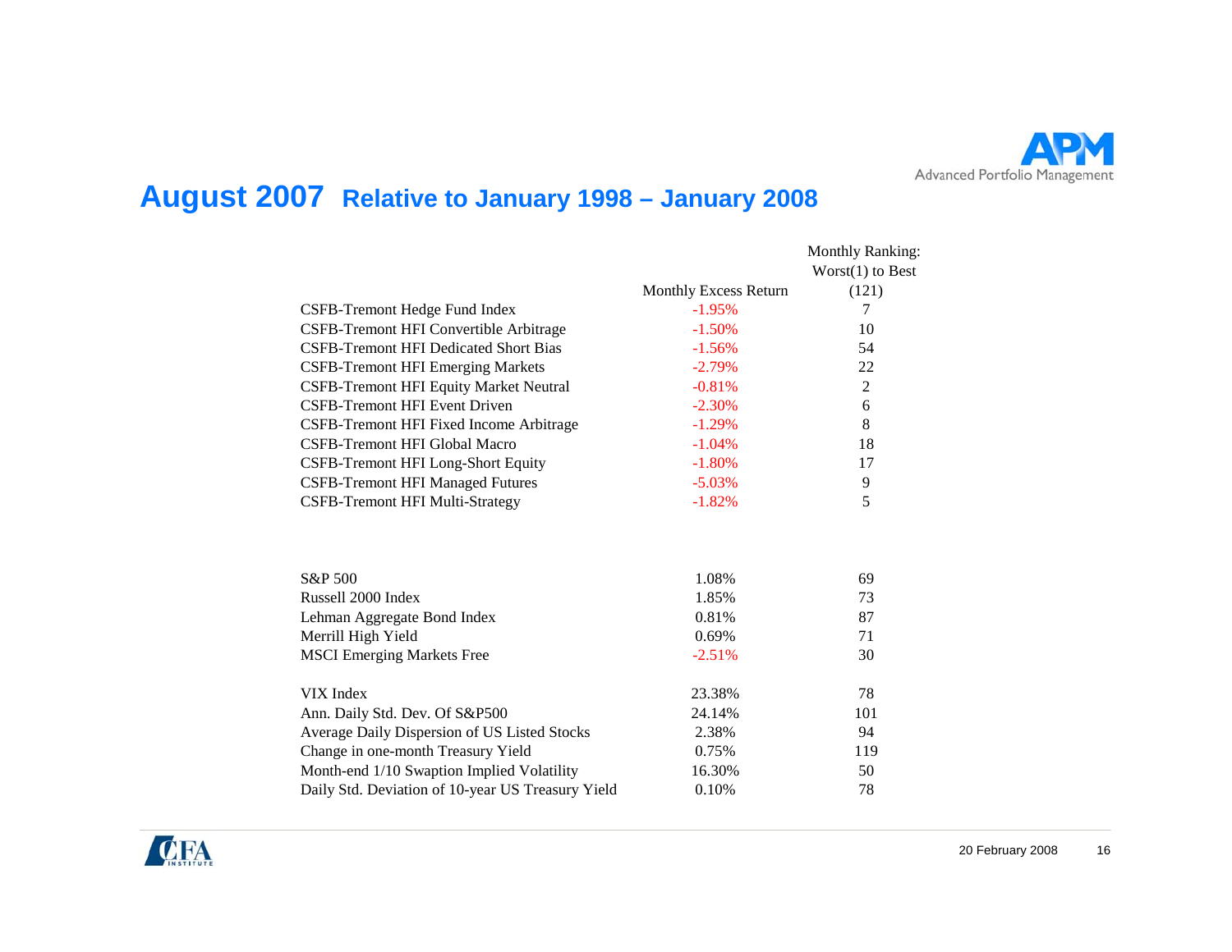# August 2007 Relative to January 1998 – January 2008

| | Monthly Excess Return | Monthly Ranking: Worst(1) to Best (121) |
|---|---|---|
| CSFB-Tremont Hedge Fund Index | -1.95% | 7 |
| CSFB-Tremont HFI Convertible Arbitrage | -1.50% | 10 |
| CSFB-Tremont HFI Dedicated Short Bias | -1.56% | 54 |
| CSFB-Tremont HFI Emerging Markets | -2.79% | 22 |
| CSFB-Tremont HFI Equity Market Neutral | -0.81% | 2 |
| CSFB-Tremont HFI Event Driven | -2.30% | 6 |
| CSFB-Tremont HFI Fixed Income Arbitrage | -1.29% | 8 |
| CSFB-Tremont HFI Global Macro | -1.04% | 18 |
| CSFB-Tremont HFI Long-Short Equity | -1.80% | 17 |
| CSFB-Tremont HFI Managed Futures | -5.03% | 9 |
| CSFB-Tremont HFI Multi-Strategy | -1.82% | 5 |
| | | |
| S&P 500 | 1.08% | 69 |
| Russell 2000 Index | 1.85% | 73 |
| Lehman Aggregate Bond Index | 0.81% | 87 |
| Merrill High Yield | 0.69% | 71 |
| MSCI Emerging Markets Free | -2.51% | 30 |
| | | |
| VIX Index | 23.38% | 78 |
| Ann. Daily Std. Dev. Of S&P500 | 24.14% | 101 |
| Average Daily Dispersion of US Listed Stocks | 2.38% | 94 |
| Change in one-month Treasury Yield | 0.75% | 119 |
| Month-end 1/10 Swaption Implied Volatility | 16.30% | 50 |
| Daily Std. Deviation of 10-year US Treasury Yield | 0.10% | 78 |

20 February 2008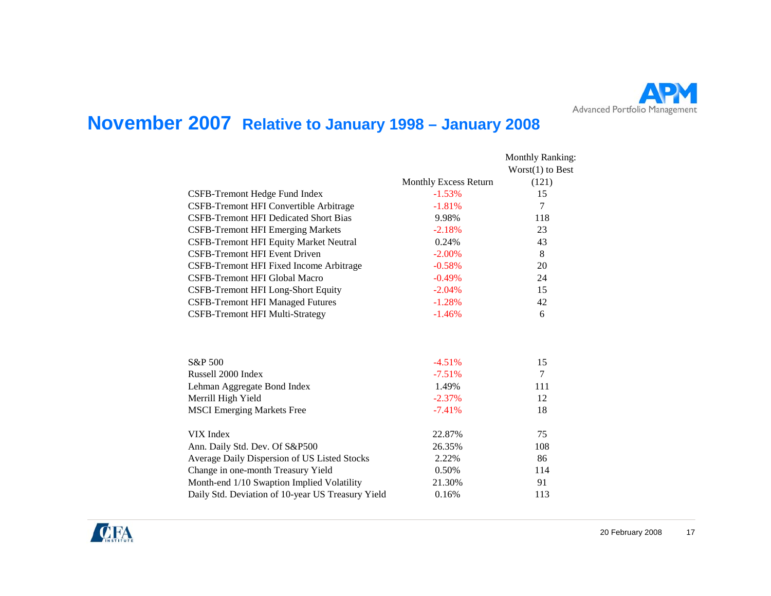# November 2007 Relative to January 1998 – January 2008

| | Monthly Excess Return | Monthly Ranking: Worst(1) to Best (121) |
|---|---|---|
| CSFB-Tremont Hedge Fund Index | -1.53% | 15 |
| CSFB-Tremont HFI Convertible Arbitrage | -1.81% | 7 |
| CSFB-Tremont HFI Dedicated Short Bias | 9.98% | 118 |
| CSFB-Tremont HFI Emerging Markets | -2.18% | 23 |
| CSFB-Tremont HFI Equity Market Neutral | 0.24% | 43 |
| CSFB-Tremont HFI Event Driven | -2.00% | 8 |
| CSFB-Tremont HFI Fixed Income Arbitrage | -0.58% | 20 |
| CSFB-Tremont HFI Global Macro | -0.49% | 24 |
| CSFB-Tremont HFI Long-Short Equity | -2.04% | 15 |
| CSFB-Tremont HFI Managed Futures | -1.28% | 42 |
| CSFB-Tremont HFI Multi-Strategy | -1.46% | 6 |
| | | |
| S&P 500 | -4.51% | 15 |
| Russell 2000 Index | -7.51% | 7 |
| Lehman Aggregate Bond Index | 1.49% | 111 |
| Merrill High Yield | -2.37% | 12 |
| MSCI Emerging Markets Free | -7.41% | 18 |
| | | |
| VIX Index | 22.87% | 75 |
| Ann. Daily Std. Dev. Of S&P500 | 26.35% | 108 |
| Average Daily Dispersion of US Listed Stocks | 2.22% | 86 |
| Change in one-month Treasury Yield | 0.50% | 114 |
| Month-end 1/10 Swaption Implied Volatility | 21.30% | 91 |
| Daily Std. Deviation of 10-year US Treasury Yield | 0.16% | 113 |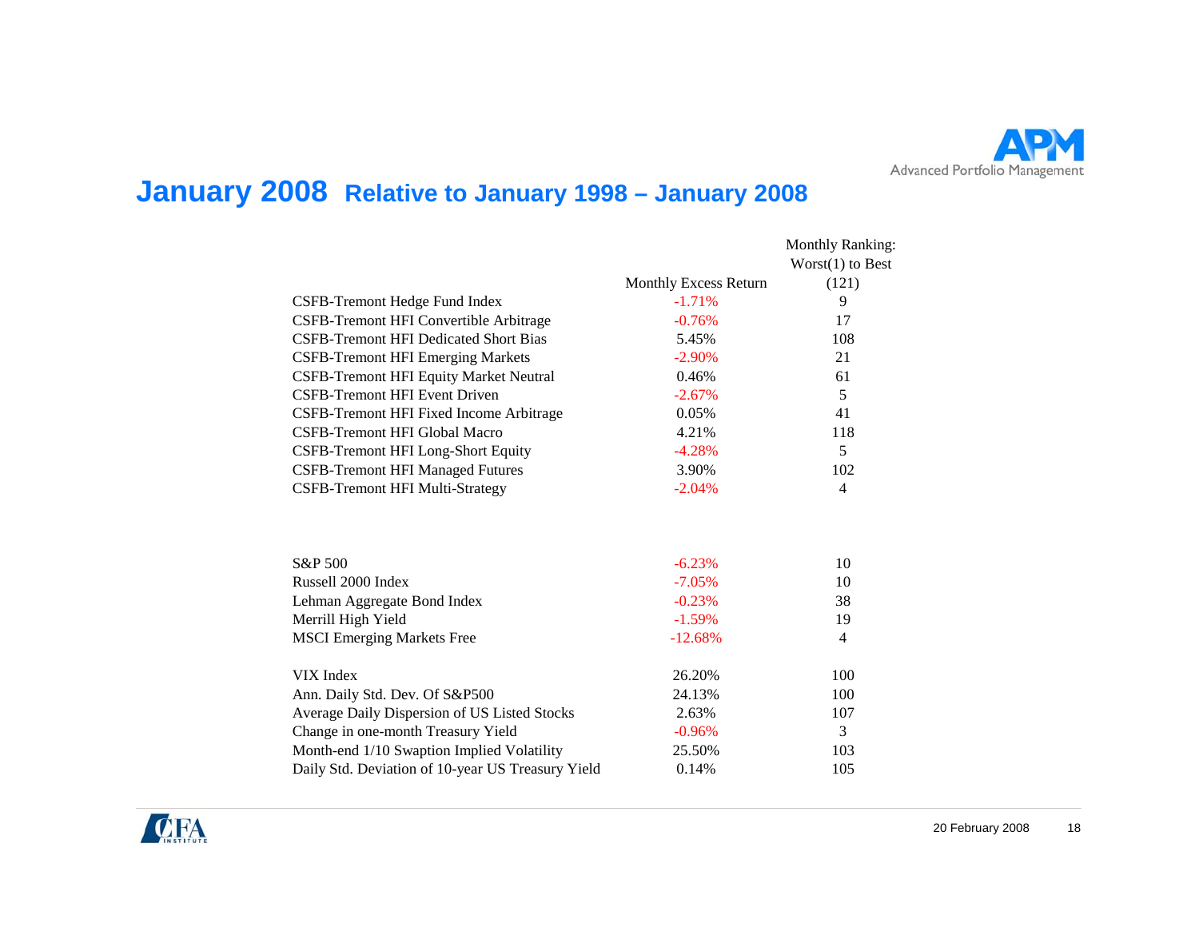# January 2008 Relative to January 1998 – January 2008

| | Monthly Excess Return | Monthly Ranking: Worst(1) to Best (121) |
|---|---|---|
| CSFB-Tremont Hedge Fund Index | -1.71% | 9 |
| CSFB-Tremont HFI Convertible Arbitrage | -0.76% | 17 |
| CSFB-Tremont HFI Dedicated Short Bias | 5.45% | 108 |
| CSFB-Tremont HFI Emerging Markets | -2.90% | 21 |
| CSFB-Tremont HFI Equity Market Neutral | 0.46% | 61 |
| CSFB-Tremont HFI Event Driven | -2.67% | 5 |
| CSFB-Tremont HFI Fixed Income Arbitrage | 0.05% | 41 |
| CSFB-Tremont HFI Global Macro | 4.21% | 118 |
| CSFB-Tremont HFI Long-Short Equity | -4.28% | 5 |
| CSFB-Tremont HFI Managed Futures | 3.90% | 102 |
| CSFB-Tremont HFI Multi-Strategy | -2.04% | 4 |
| | | |
| S&P 500 | -6.23% | 10 |
| Russell 2000 Index | -7.05% | 10 |
| Lehman Aggregate Bond Index | -0.23% | 38 |
| Merrill High Yield | -1.59% | 19 |
| MSCI Emerging Markets Free | -12.68% | 4 |
| | | |
| VIX Index | 26.20% | 100 |
| Ann. Daily Std. Dev. Of S&P500 | 24.13% | 100 |
| Average Daily Dispersion of US Listed Stocks | 2.63% | 107 |
| Change in one-month Treasury Yield | -0.96% | 3 |
| Month-end 1/10 Swaption Implied Volatility | 25.50% | 103 |
| Daily Std. Deviation of 10-year US Treasury Yield | 0.14% | 105 |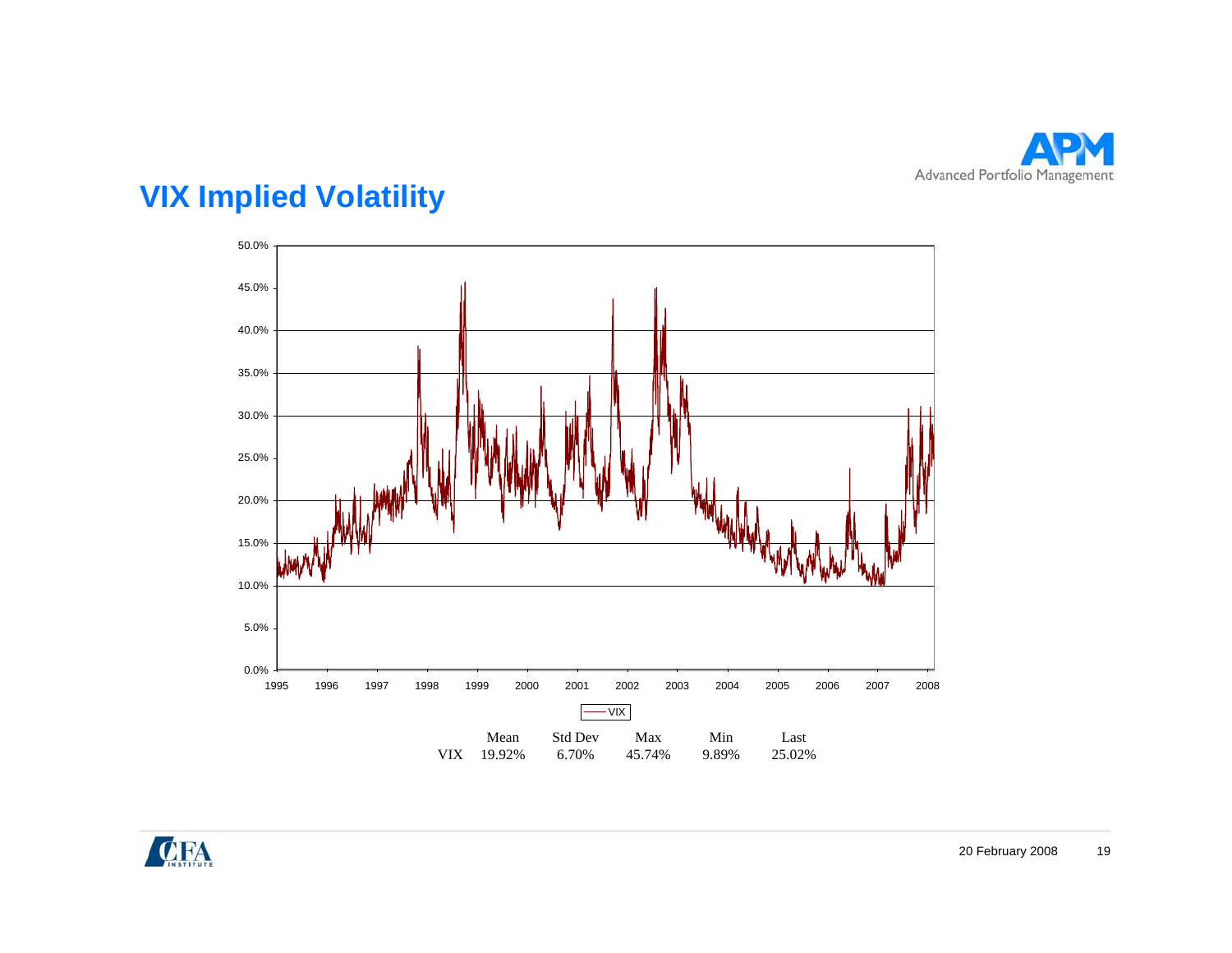## VIX Implied Volatility

| | Mean | Std Dev | Max | Min | Last |
|---|---|---|---|---|---|
| VIX | 19.92% | 6.70% | 45.74% | 9.89% | 25.02% |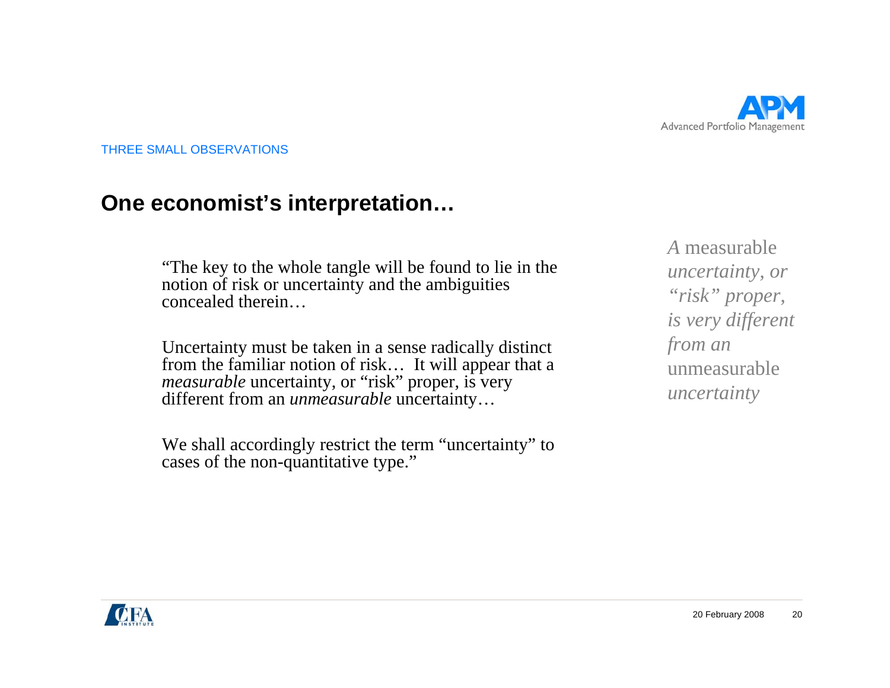THREE SMALL OBSERVATIONS

## One economist's interpretation…

> "The key to the whole tangle will be found to lie in the notion of risk or uncertainty and the ambiguities concealed therein…
>
> Uncertainty must be taken in a sense radically distinct from the familiar notion of risk… It will appear that a *measurable* uncertainty, or "risk" proper, is very different from an *unmeasurable* uncertainty…
>
> We shall accordingly restrict the term "uncertainty" to cases of the non-quantitative type."

*A* measurable *uncertainty, or "risk" proper, is very different from an* unmeasurable *uncertainty*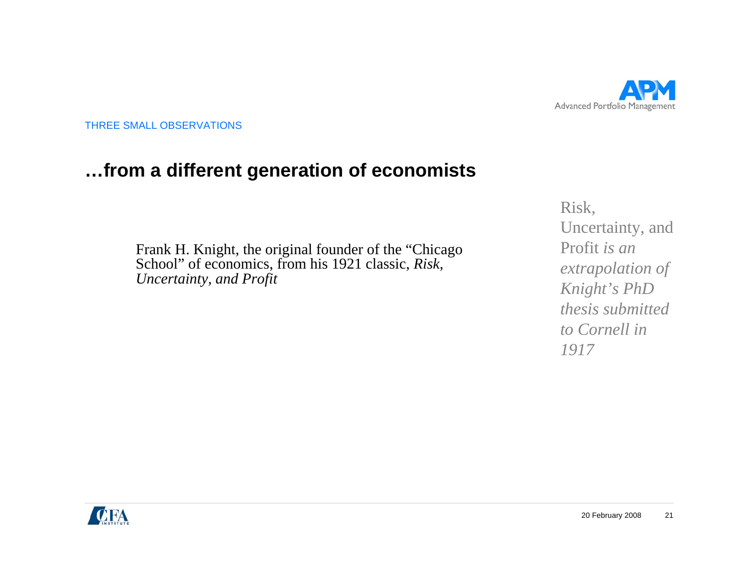THREE SMALL OBSERVATIONS

## …from a different generation of economists

Frank H. Knight, the original founder of the "Chicago School" of economics, from his 1921 classic, *Risk, Uncertainty, and Profit*

Risk, Uncertainty, and Profit *is an extrapolation of Knight's PhD thesis submitted to Cornell in 1917*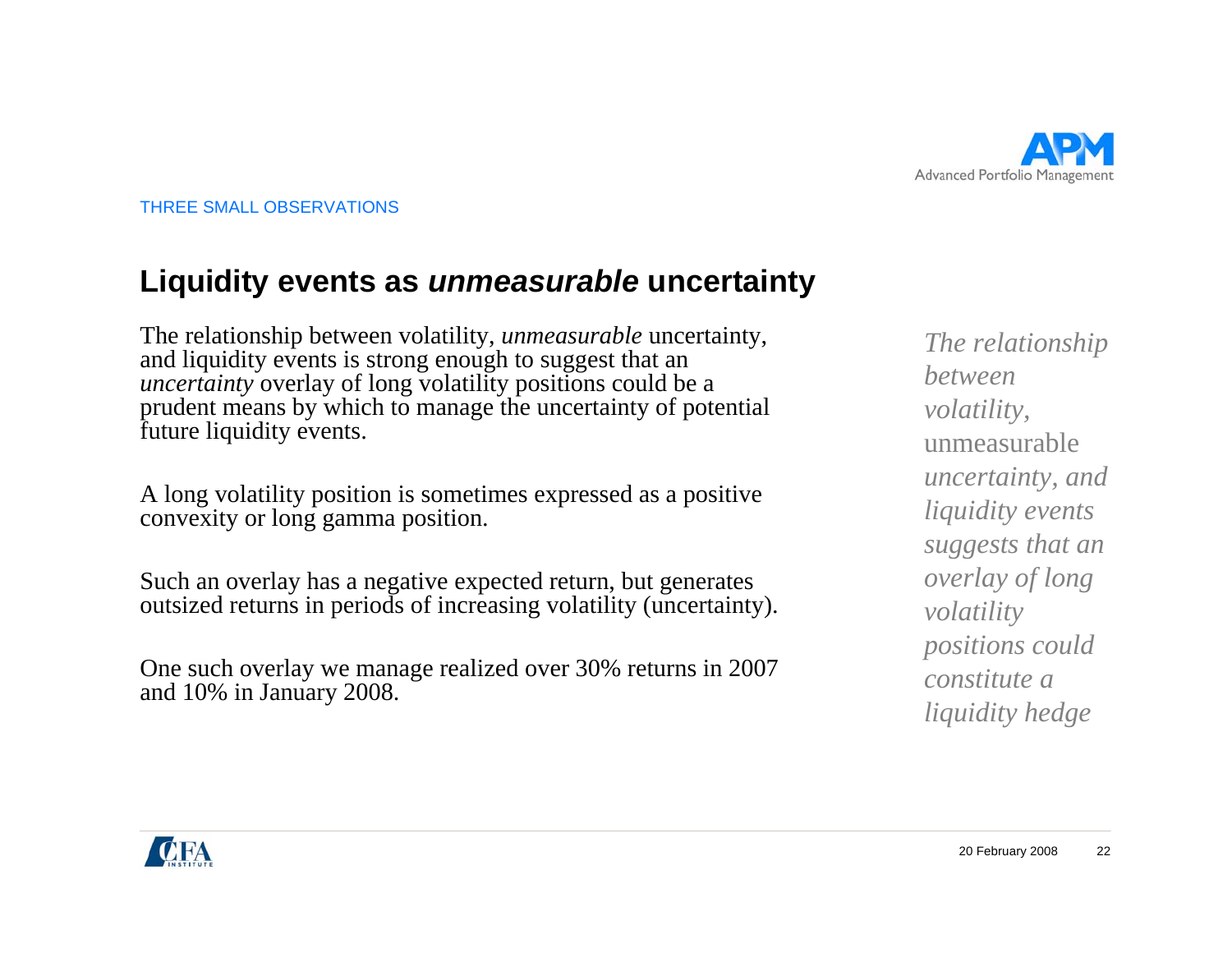THREE SMALL OBSERVATIONS

## Liquidity events as *unmeasurable* uncertainty

The relationship between volatility, *unmeasurable* uncertainty, and liquidity events is strong enough to suggest that an *uncertainty* overlay of long volatility positions could be a prudent means by which to manage the uncertainty of potential future liquidity events.

A long volatility position is sometimes expressed as a positive convexity or long gamma position.

Such an overlay has a negative expected return, but generates outsized returns in periods of increasing volatility (uncertainty).

One such overlay we manage realized over 30% returns in 2007 and 10% in January 2008.

*The relationship between volatility,* unmeasurable *uncertainty, and liquidity events suggests that an overlay of long volatility positions could constitute a liquidity hedge*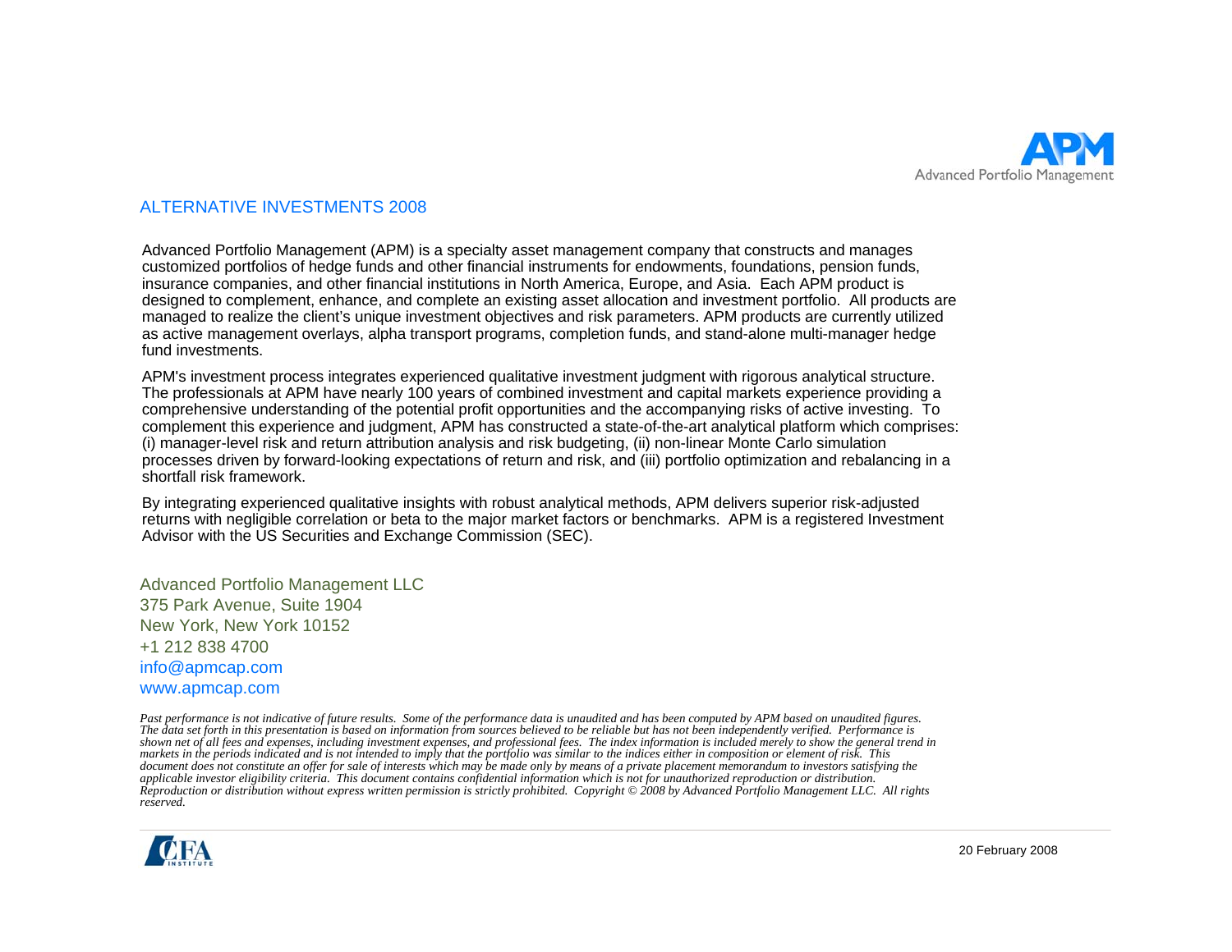APM
Advanced Portfolio Management

## ALTERNATIVE INVESTMENTS 2008

Advanced Portfolio Management (APM) is a specialty asset management company that constructs and manages customized portfolios of hedge funds and other financial instruments for endowments, foundations, pension funds, insurance companies, and other financial institutions in North America, Europe, and Asia. Each APM product is designed to complement, enhance, and complete an existing asset allocation and investment portfolio. All products are managed to realize the client's unique investment objectives and risk parameters. APM products are currently utilized as active management overlays, alpha transport programs, completion funds, and stand-alone multi-manager hedge fund investments.

APM's investment process integrates experienced qualitative investment judgment with rigorous analytical structure. The professionals at APM have nearly 100 years of combined investment and capital markets experience providing a comprehensive understanding of the potential profit opportunities and the accompanying risks of active investing. To complement this experience and judgment, APM has constructed a state-of-the-art analytical platform which comprises: (i) manager-level risk and return attribution analysis and risk budgeting, (ii) non-linear Monte Carlo simulation processes driven by forward-looking expectations of return and risk, and (iii) portfolio optimization and rebalancing in a shortfall risk framework.

By integrating experienced qualitative insights with robust analytical methods, APM delivers superior risk-adjusted returns with negligible correlation or beta to the major market factors or benchmarks. APM is a registered Investment Advisor with the US Securities and Exchange Commission (SEC).

Advanced Portfolio Management LLC
375 Park Avenue, Suite 1904
New York, New York 10152
+1 212 838 4700
info@apmcap.com
www.apmcap.com

*Past performance is not indicative of future results. Some of the performance data is unaudited and has been computed by APM based on unaudited figures. The data set forth in this presentation is based on information from sources believed to be reliable but has not been independently verified. Performance is shown net of all fees and expenses, including investment expenses, and professional fees. The index information is included merely to show the general trend in markets in the periods indicated and is not intended to imply that the portfolio was similar to the indices either in composition or element of risk. This document does not constitute an offer for sale of interests which may be made only by means of a private placement memorandum to investors satisfying the applicable investor eligibility criteria. This document contains confidential information which is not for unauthorized reproduction or distribution. Reproduction or distribution without express written permission is strictly prohibited. Copyright © 2008 by Advanced Portfolio Management LLC. All rights reserved.*

CFA INSTITUTE

20 February 2008